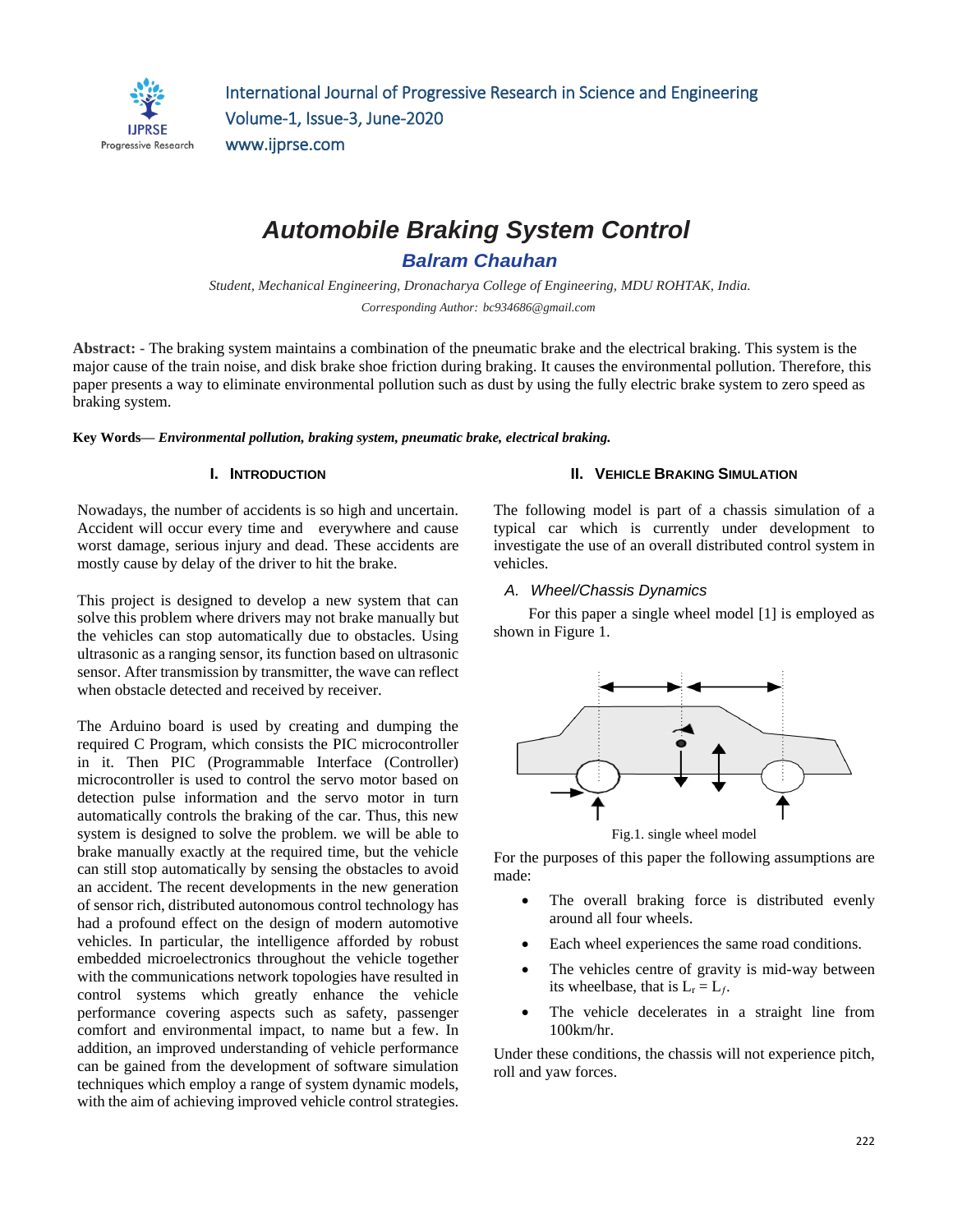# Automobile Braking System Control

**Balram Chauhan**

*Student, Mechanical Engineering, Dronacharya College of Engineering, MDU ROHTAK, India.*

*Corresponding Author: bc934686@gmail.com*

**Abstract: -** The braking system maintains a combination of the pneumatic brake and the electrical braking. This system is the major cause of the train noise, and disk brake shoe friction during braking. It causes the environmental pollution. Therefore, this paper presents a way to eliminate environmental pollution such as dust by using the fully electric brake system to zero speed as braking system.

**Key Words—** ***Environmental pollution, braking system, pneumatic brake, electrical braking.***

## I. Introduction

Nowadays, the number of accidents is so high and uncertain. Accident will occur every time and everywhere and cause worst damage, serious injury and dead. These accidents are mostly cause by delay of the driver to hit the brake.

This project is designed to develop a new system that can solve this problem where drivers may not brake manually but the vehicles can stop automatically due to obstacles. Using ultrasonic as a ranging sensor, its function based on ultrasonic sensor. After transmission by transmitter, the wave can reflect when obstacle detected and received by receiver.

The Arduino board is used by creating and dumping the required C Program, which consists the PIC microcontroller in it. Then PIC (Programmable Interface (Controller) microcontroller is used to control the servo motor based on detection pulse information and the servo motor in turn automatically controls the braking of the car. Thus, this new system is designed to solve the problem. we will be able to brake manually exactly at the required time, but the vehicle can still stop automatically by sensing the obstacles to avoid an accident. The recent developments in the new generation of sensor rich, distributed autonomous control technology has had a profound effect on the design of modern automotive vehicles. In particular, the intelligence afforded by robust embedded microelectronics throughout the vehicle together with the communications network topologies have resulted in control systems which greatly enhance the vehicle performance covering aspects such as safety, passenger comfort and environmental impact, to name but a few. In addition, an improved understanding of vehicle performance can be gained from the development of software simulation techniques which employ a range of system dynamic models, with the aim of achieving improved vehicle control strategies.

## II. Vehicle Braking Simulation

The following model is part of a chassis simulation of a typical car which is currently under development to investigate the use of an overall distributed control system in vehicles.

### A. Wheel/Chassis Dynamics

For this paper a single wheel model [1] is employed as shown in Figure 1.

Fig.1. single wheel model

For the purposes of this paper the following assumptions are made:

- The overall braking force is distributed evenly around all four wheels.
- Each wheel experiences the same road conditions.
- The vehicles centre of gravity is mid-way between its wheelbase, that is $L_r = L_f$.
- The vehicle decelerates in a straight line from 100km/hr.

Under these conditions, the chassis will not experience pitch, roll and yaw forces.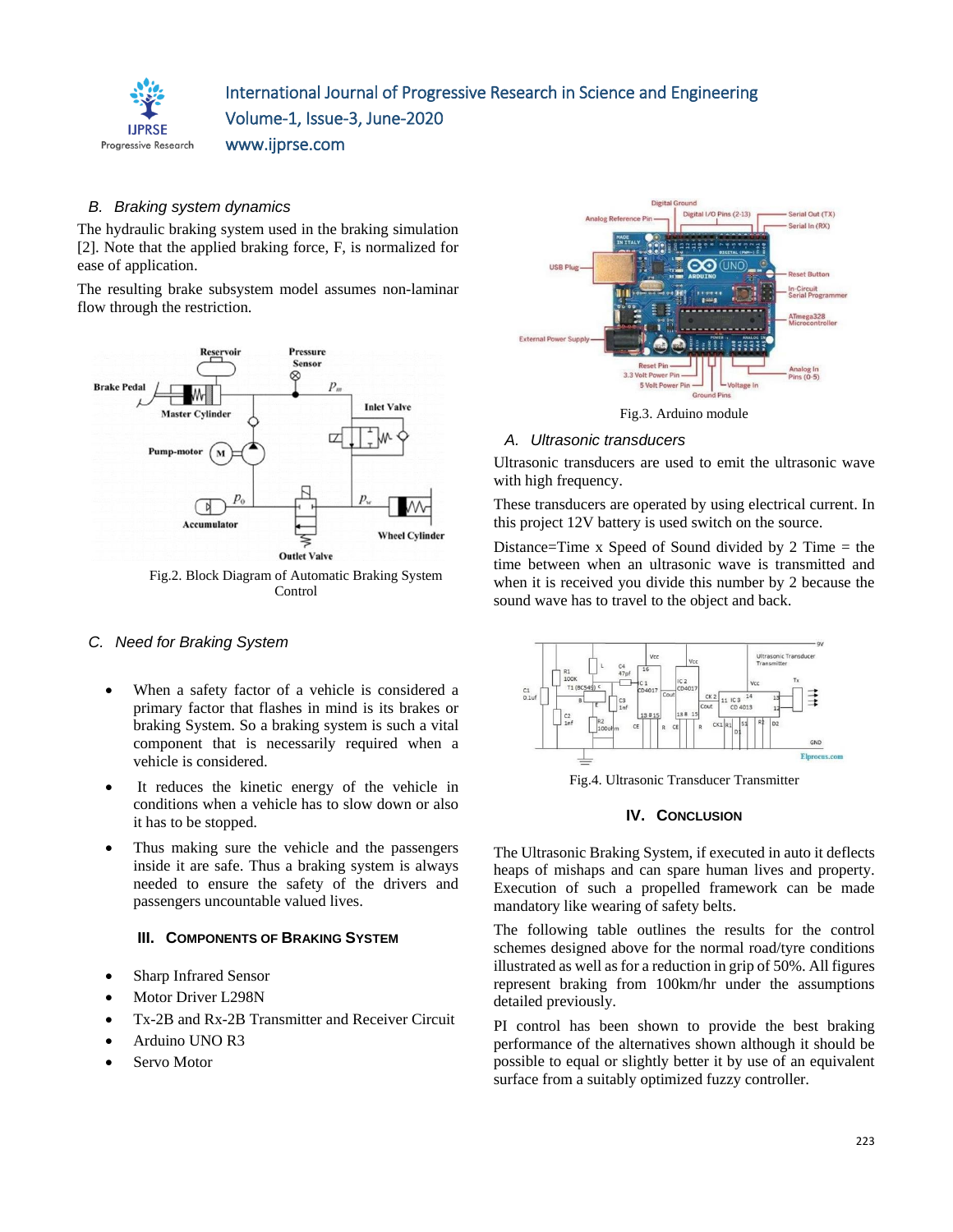### B. Braking system dynamics

The hydraulic braking system used in the braking simulation [2]. Note that the applied braking force, F, is normalized for ease of application.

The resulting brake subsystem model assumes non-laminar flow through the restriction.

Fig.2. Block Diagram of Automatic Braking System Control

### C. Need for Braking System

- When a safety factor of a vehicle is considered a primary factor that flashes in mind is its brakes or braking System. So a braking system is such a vital component that is necessarily required when a vehicle is considered.
- It reduces the kinetic energy of the vehicle in conditions when a vehicle has to slow down or also it has to be stopped.
- Thus making sure the vehicle and the passengers inside it are safe. Thus a braking system is always needed to ensure the safety of the drivers and passengers uncountable valued lives.

## III. Components of Braking System

- Sharp Infrared Sensor
- Motor Driver L298N
- Tx-2B and Rx-2B Transmitter and Receiver Circuit
- Arduino UNO R3
- Servo Motor

Fig.3. Arduino module

### A. Ultrasonic transducers

Ultrasonic transducers are used to emit the ultrasonic wave with high frequency.

These transducers are operated by using electrical current. In this project 12V battery is used switch on the source.

Distance=Time x Speed of Sound divided by 2 Time = the time between when an ultrasonic wave is transmitted and when it is received you divide this number by 2 because the sound wave has to travel to the object and back.

Fig.4. Ultrasonic Transducer Transmitter

## IV. Conclusion

The Ultrasonic Braking System, if executed in auto it deflects heaps of mishaps and can spare human lives and property. Execution of such a propelled framework can be made mandatory like wearing of safety belts.

The following table outlines the results for the control schemes designed above for the normal road/tyre conditions illustrated as well as for a reduction in grip of 50%. All figures represent braking from 100km/hr under the assumptions detailed previously.

PI control has been shown to provide the best braking performance of the alternatives shown although it should be possible to equal or slightly better it by use of an equivalent surface from a suitably optimized fuzzy controller.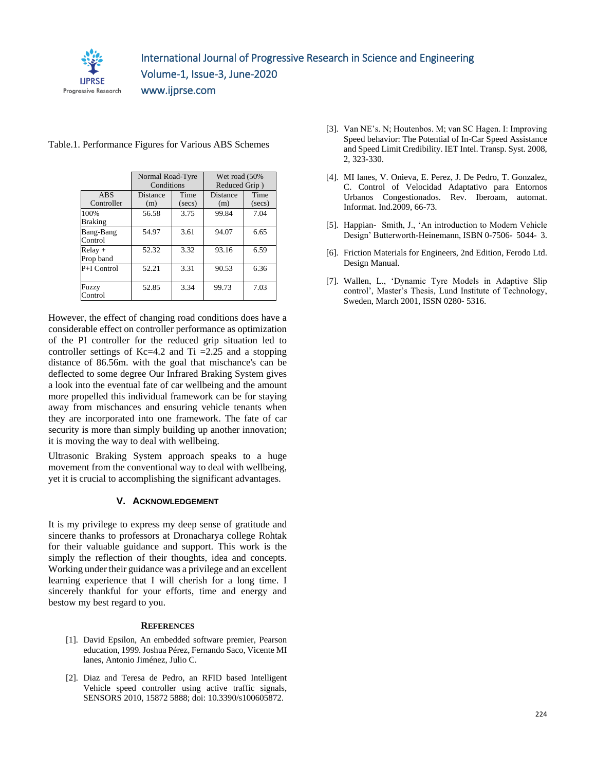Table.1. Performance Figures for Various ABS Schemes

| | Normal Road-Tyre Conditions | | Wet road (50% Reduced Grip ) | |
|---|---|---|---|---|
| ABS Controller | Distance (m) | Time (secs) | Distance (m) | Time (secs) |
| 100% Braking | 56.58 | 3.75 | 99.84 | 7.04 |
| Bang-Bang Control | 54.97 | 3.61 | 94.07 | 6.65 |
| Relay + Prop band | 52.32 | 3.32 | 93.16 | 6.59 |
| P+I Control | 52.21 | 3.31 | 90.53 | 6.36 |
| Fuzzy Control | 52.85 | 3.34 | 99.73 | 7.03 |

However, the effect of changing road conditions does have a considerable effect on controller performance as optimization of the PI controller for the reduced grip situation led to controller settings of Kc=4.2 and Ti =2.25 and a stopping distance of 86.56m. with the goal that mischance's can be deflected to some degree Our Infrared Braking System gives a look into the eventual fate of car wellbeing and the amount more propelled this individual framework can be for staying away from mischances and ensuring vehicle tenants when they are incorporated into one framework. The fate of car security is more than simply building up another innovation; it is moving the way to deal with wellbeing.

Ultrasonic Braking System approach speaks to a huge movement from the conventional way to deal with wellbeing, yet it is crucial to accomplishing the significant advantages.

## V. Acknowledgement

It is my privilege to express my deep sense of gratitude and sincere thanks to professors at Dronacharya college Rohtak for their valuable guidance and support. This work is the simply the reflection of their thoughts, idea and concepts. Working under their guidance was a privilege and an excellent learning experience that I will cherish for a long time. I sincerely thankful for your efforts, time and energy and bestow my best regard to you.

## References

[1]. David Epsilon, An embedded software premier, Pearson education, 1999. Joshua Pérez, Fernando Saco, Vicente MI lanes, Antonio Jiménez, Julio C.

[2]. Diaz and Teresa de Pedro, an RFID based Intelligent Vehicle speed controller using active traffic signals, SENSORS 2010, 15872 5888; doi: 10.3390/s100605872.

[3]. Van NE's. N; Houtenbos. M; van SC Hagen. I: Improving Speed behavior: The Potential of In-Car Speed Assistance and Speed Limit Credibility. IET Intel. Transp. Syst. 2008, 2, 323-330.

[4]. MI lanes, V. Onieva, E. Perez, J. De Pedro, T. Gonzalez, C. Control of Velocidad Adaptativo para Entornos Urbanos Congestionados. Rev. Iberoam, automat. Informat. Ind.2009, 66-73.

[5]. Happian- Smith, J., 'An introduction to Modern Vehicle Design' Butterworth-Heinemann, ISBN 0-7506- 5044- 3.

[6]. Friction Materials for Engineers, 2nd Edition, Ferodo Ltd. Design Manual.

[7]. Wallen, L., 'Dynamic Tyre Models in Adaptive Slip control', Master's Thesis, Lund Institute of Technology, Sweden, March 2001, ISSN 0280- 5316.